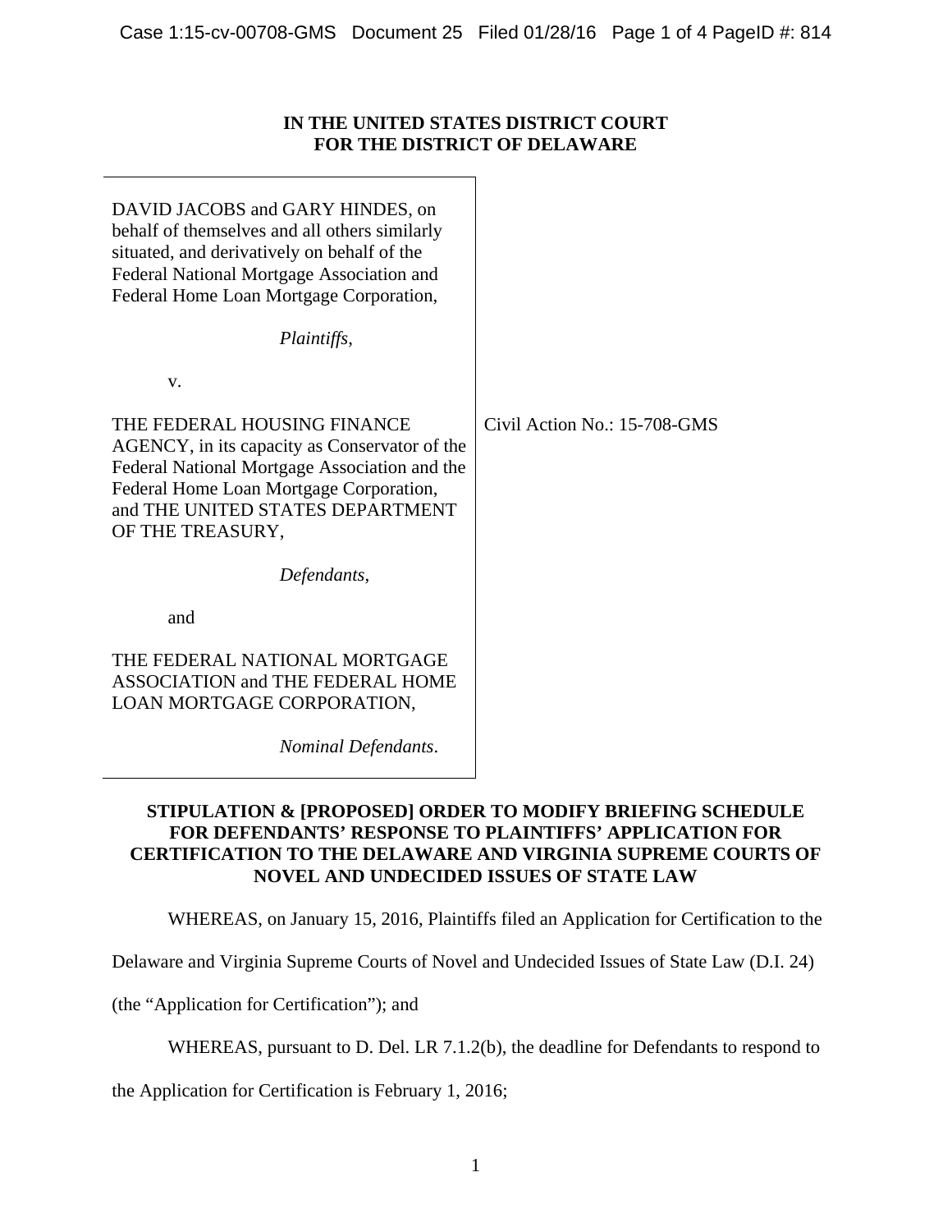**IN THE UNITED STATES DISTRICT COURT**
**FOR THE DISTRICT OF DELAWARE**

| | |
|---|---|
| DAVID JACOBS and GARY HINDES, on behalf of themselves and all others similarly situated, and derivatively on behalf of the Federal National Mortgage Association and Federal Home Loan Mortgage Corporation,<br><br>*Plaintiffs*,<br><br>v.<br><br>THE FEDERAL HOUSING FINANCE AGENCY, in its capacity as Conservator of the Federal National Mortgage Association and the Federal Home Loan Mortgage Corporation, and THE UNITED STATES DEPARTMENT OF THE TREASURY,<br><br>*Defendants*,<br><br>and<br><br>THE FEDERAL NATIONAL MORTGAGE ASSOCIATION and THE FEDERAL HOME LOAN MORTGAGE CORPORATION,<br><br>*Nominal Defendants*. | Civil Action No.: 15-708-GMS |

**STIPULATION & [PROPOSED] ORDER TO MODIFY BRIEFING SCHEDULE FOR DEFENDANTS' RESPONSE TO PLAINTIFFS' APPLICATION FOR CERTIFICATION TO THE DELAWARE AND VIRGINIA SUPREME COURTS OF NOVEL AND UNDECIDED ISSUES OF STATE LAW**

WHEREAS, on January 15, 2016, Plaintiffs filed an Application for Certification to the Delaware and Virginia Supreme Courts of Novel and Undecided Issues of State Law (D.I. 24) (the "Application for Certification"); and

WHEREAS, pursuant to D. Del. LR 7.1.2(b), the deadline for Defendants to respond to the Application for Certification is February 1, 2016;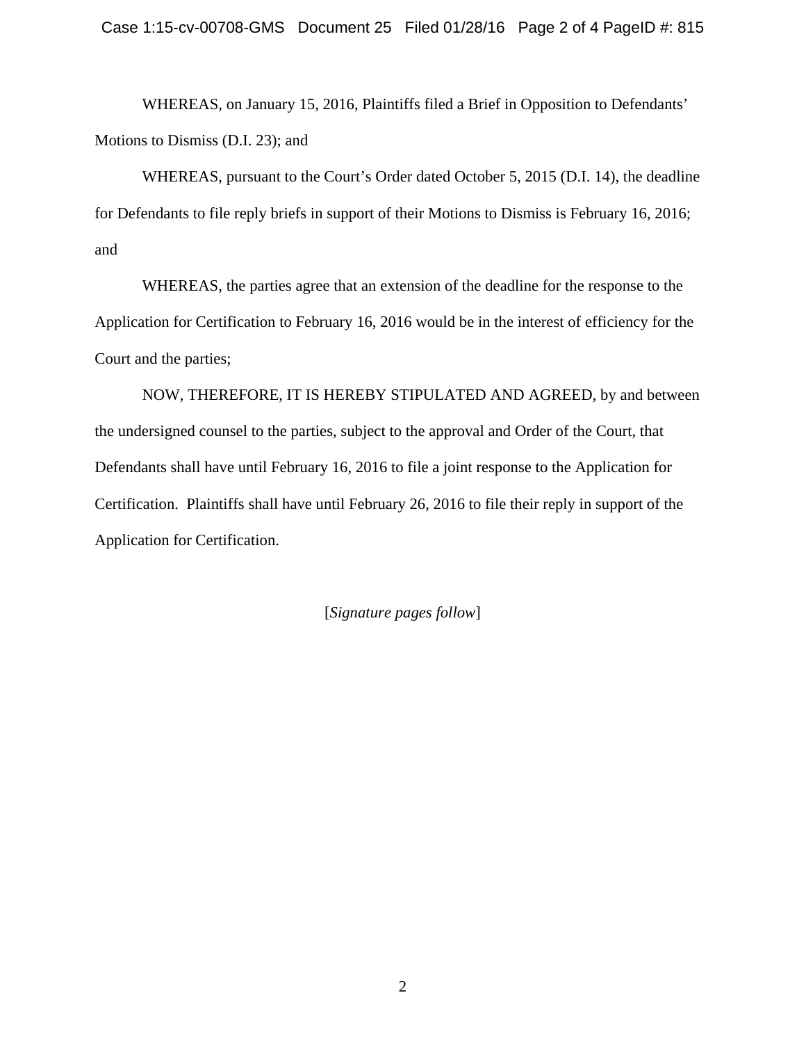WHEREAS, on January 15, 2016, Plaintiffs filed a Brief in Opposition to Defendants' Motions to Dismiss (D.I. 23); and

WHEREAS, pursuant to the Court's Order dated October 5, 2015 (D.I. 14), the deadline for Defendants to file reply briefs in support of their Motions to Dismiss is February 16, 2016; and

WHEREAS, the parties agree that an extension of the deadline for the response to the Application for Certification to February 16, 2016 would be in the interest of efficiency for the Court and the parties;

NOW, THEREFORE, IT IS HEREBY STIPULATED AND AGREED, by and between the undersigned counsel to the parties, subject to the approval and Order of the Court, that Defendants shall have until February 16, 2016 to file a joint response to the Application for Certification. Plaintiffs shall have until February 26, 2016 to file their reply in support of the Application for Certification.

[*Signature pages follow*]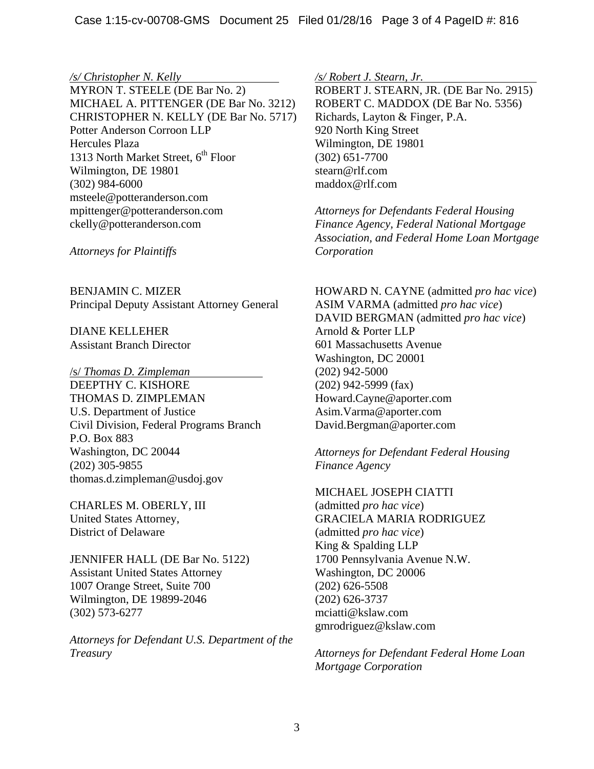*/s/ Christopher N. Kelly*
MYRON T. STEELE (DE Bar No. 2)
MICHAEL A. PITTENGER (DE Bar No. 3212)
CHRISTOPHER N. KELLY (DE Bar No. 5717)
Potter Anderson Corroon LLP
Hercules Plaza
1313 North Market Street, 6th Floor
Wilmington, DE 19801
(302) 984-6000
msteele@potteranderson.com
mpittenger@potteranderson.com
ckelly@potteranderson.com

*Attorneys for Plaintiffs*

BENJAMIN C. MIZER
Principal Deputy Assistant Attorney General

DIANE KELLEHER
Assistant Branch Director

/s/ *Thomas D. Zimpleman*
DEEPTHY C. KISHORE
THOMAS D. ZIMPLEMAN
U.S. Department of Justice
Civil Division, Federal Programs Branch
P.O. Box 883
Washington, DC 20044
(202) 305-9855
thomas.d.zimpleman@usdoj.gov

CHARLES M. OBERLY, III
United States Attorney,
District of Delaware

JENNIFER HALL (DE Bar No. 5122)
Assistant United States Attorney
1007 Orange Street, Suite 700
Wilmington, DE 19899-2046
(302) 573-6277

*Attorneys for Defendant U.S. Department of the Treasury*

*/s/ Robert J. Stearn, Jr.*
ROBERT J. STEARN, JR. (DE Bar No. 2915)
ROBERT C. MADDOX (DE Bar No. 5356)
Richards, Layton & Finger, P.A.
920 North King Street
Wilmington, DE 19801
(302) 651-7700
stearn@rlf.com
maddox@rlf.com

*Attorneys for Defendants Federal Housing Finance Agency, Federal National Mortgage Association, and Federal Home Loan Mortgage Corporation*

HOWARD N. CAYNE (admitted *pro hac vice*)
ASIM VARMA (admitted *pro hac vice*)
DAVID BERGMAN (admitted *pro hac vice*)
Arnold & Porter LLP
601 Massachusetts Avenue
Washington, DC 20001
(202) 942-5000
(202) 942-5999 (fax)
Howard.Cayne@aporter.com
Asim.Varma@aporter.com
David.Bergman@aporter.com

*Attorneys for Defendant Federal Housing Finance Agency*

MICHAEL JOSEPH CIATTI
(admitted *pro hac vice*)
GRACIELA MARIA RODRIGUEZ
(admitted *pro hac vice*)
King & Spalding LLP
1700 Pennsylvania Avenue N.W.
Washington, DC 20006
(202) 626-5508
(202) 626-3737
mciatti@kslaw.com
gmrodriguez@kslaw.com

*Attorneys for Defendant Federal Home Loan Mortgage Corporation*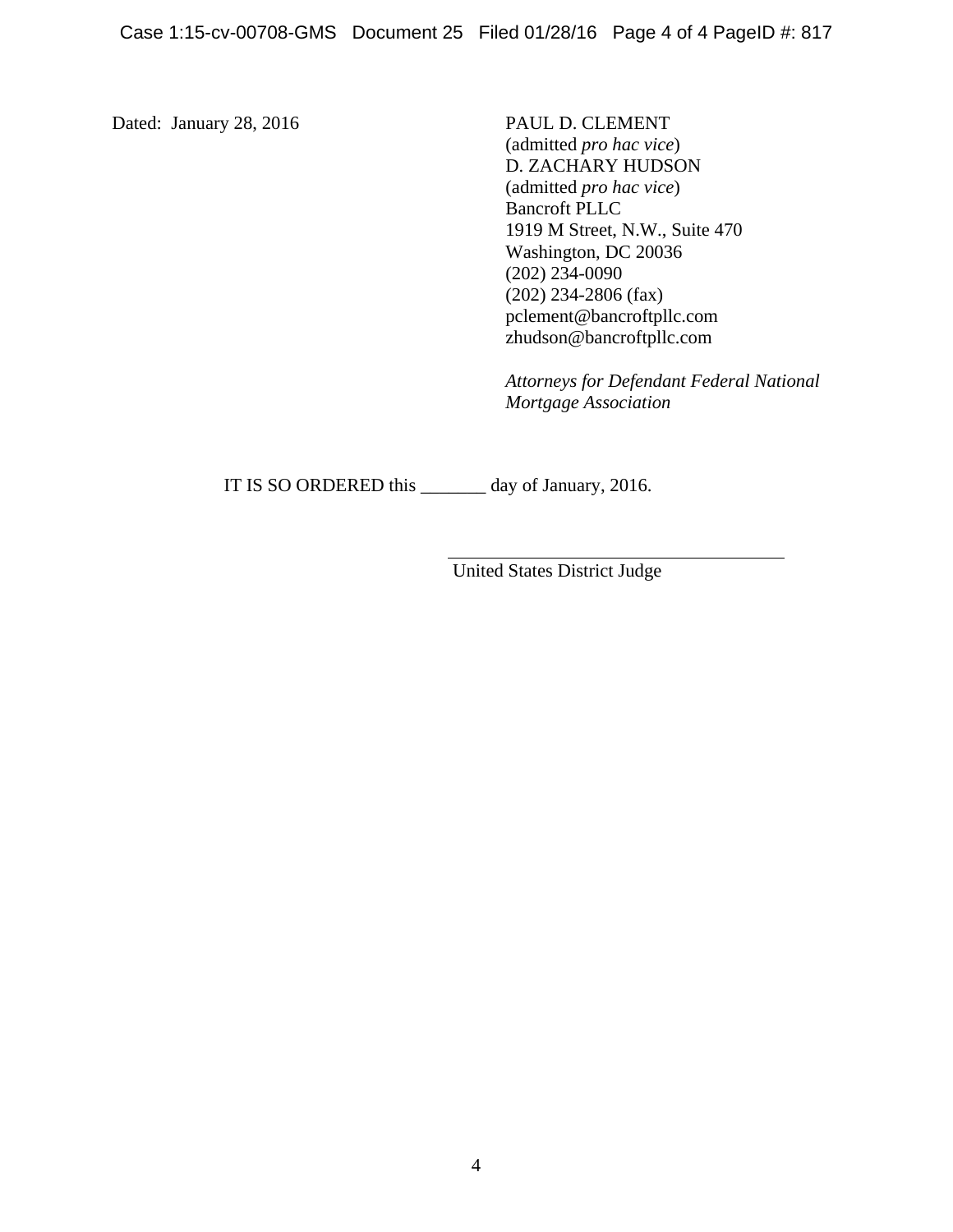Dated: January 28, 2016

PAUL D. CLEMENT
(admitted *pro hac vice*)
D. ZACHARY HUDSON
(admitted *pro hac vice*)
Bancroft PLLC
1919 M Street, N.W., Suite 470
Washington, DC 20036
(202) 234-0090
(202) 234-2806 (fax)
pclement@bancroftpllc.com
zhudson@bancroftpllc.com

*Attorneys for Defendant Federal National Mortgage Association*

IT IS SO ORDERED this _______ day of January, 2016.

______________________________________
United States District Judge